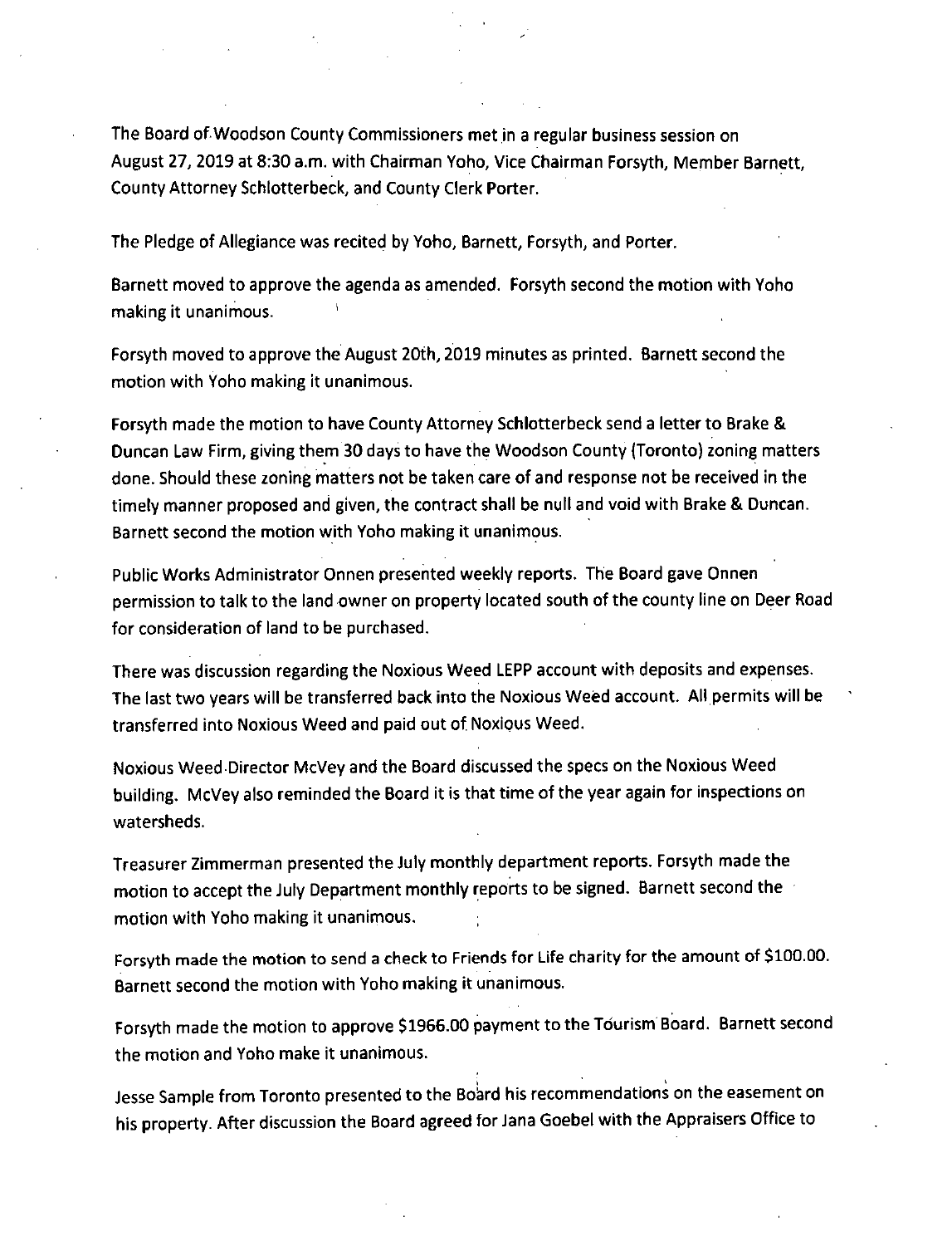The Board of Woodson County Commissioners met in a regular business session on August 27, 2019 at 8:30 a.m. with Chairman Yoho, Vice Chairman Forsyth, Member Barnett, County Attorney Schlotterbeck, and County Clerk Porter.

The Pledge of Allegiance was recited by Yoho, Barnett, Forsyth, and Porter.

Barnett moved to approve the agenda as amended. Forsyth second the motion with Yoho making it unanimous.

Forsyth moved to approve the August 20th, 2019 minutes as printed. Barnett second the motion with Yoho making it unanimous.

Forsyth made the motion to have County Attorney Schlotterbeck send a letter to Brake & Duncan Law Firm, giving them 30 days to have the Woodson County (Toronto) zoning matters done. Should these zoning matters not be taken care of and response not be received in the timely manner proposed and given, the contract shall be null and void with Brake & Duncan. Barnett second the motion with Yoho making it unanimous.

Public Works Administrator Onnen presented weekly reports. The Board gave Onnen permission to talk to the land owner on property located south of the county line on Deer Road for consideration of land to be purchased.

There was discussion regarding the Noxious Weed LEPP account with deposits and expenses. The last two years will be transferred back into the Noxious Weed account. All permits will be transferred into Noxious Weed and paid out of Noxious Weed.

Noxious Weed Director McVey and the Board discussed the specs on the Noxious Weed building. McVey also reminded the Board it is that time of the year again for inspections on watersheds.

Treasurer Zimmerman presented the July monthly department reports. Forsyth made the motion to accept the July Department monthly reports to be signed. Barnett second the motion with Yoho making it unanimous.

Forsyth made the motion to send a check to Friends for Life charity for the amount of $100.00. Barnett second the motion with Yoho making it unanimous.

Forsyth made the motion to approve $1966.00 payment to the Tourism Board. Barnett second the motion and Yoho make it unanimous.

Jesse Sample from Toronto presented to the Board his recommendations on the easement on his property. After discussion the Board agreed for Jana Goebel with the Appraisers Office to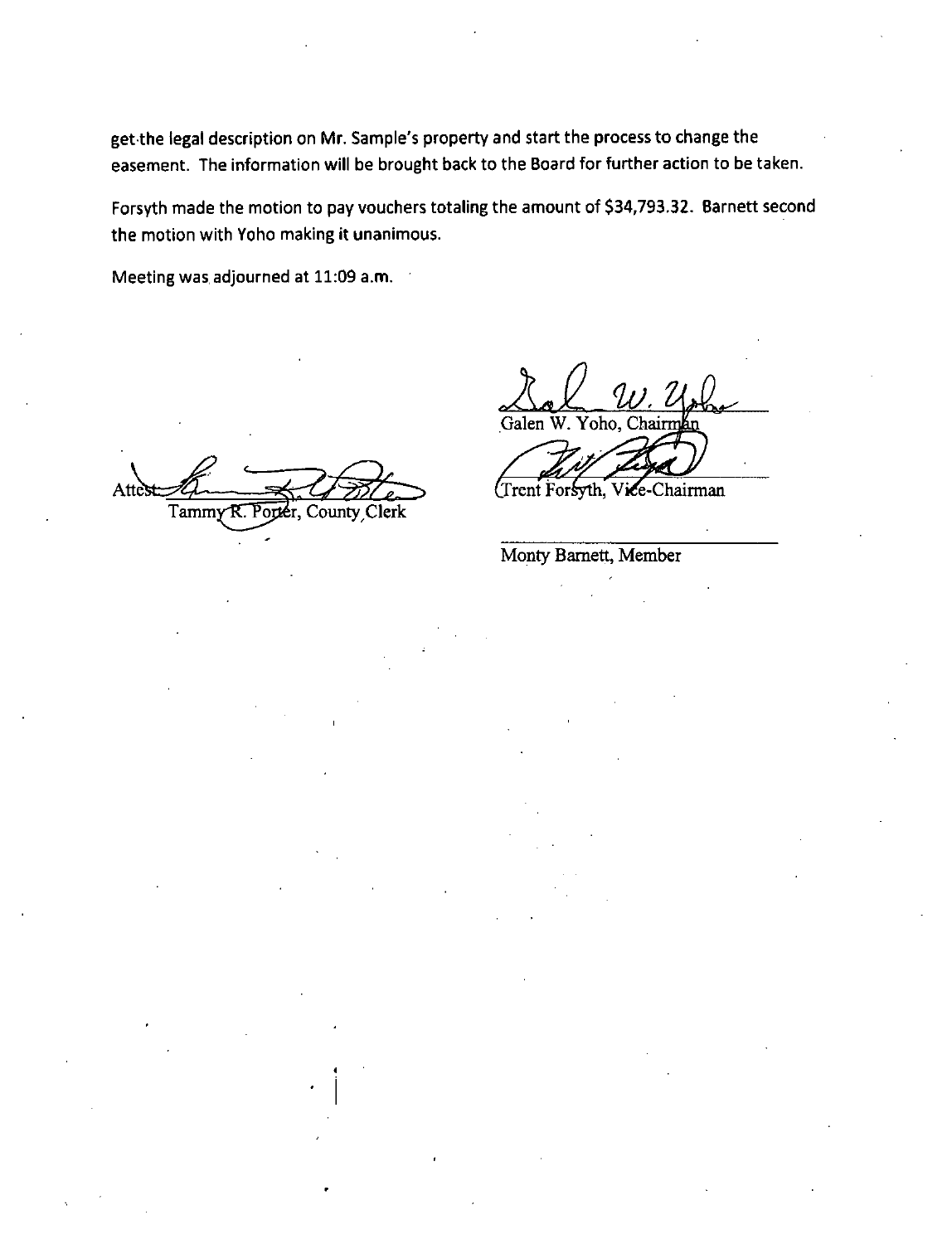get the legal description on Mr. Sample's property and start the process to change the easement. The information will be brought back to the Board for further action to be taken.

Forsyth made the motion to pay vouchers totaling the amount of $34,793.32. Barnett second the motion with Yoho making it unanimous.

Meeting was adjourned at 11:09 a.m.

Galen W. Yoho, Chairman

Trent Forsyth, Vice-Chairman

Monty Barnett, Member

Attest: Tammy R. Porter, County Clerk